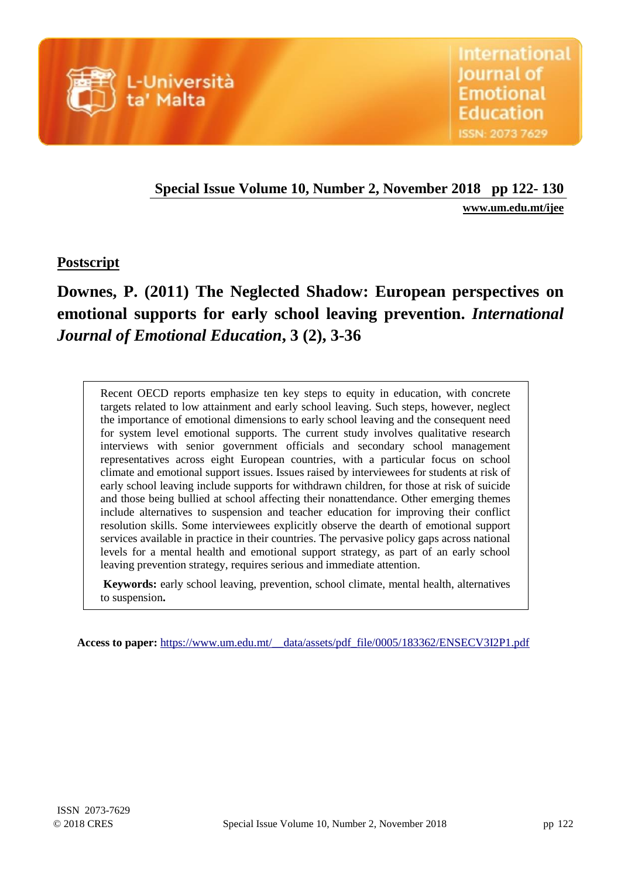## Postscript

# Downes, P. (2011) The Neglected Shadow: European perspectives on emotional supports for early school leaving prevention. *International Journal of Emotional Education*, 3 (2), 3-36

Recent OECD reports emphasize ten key steps to equity in education, with concrete targets related to low attainment and early school leaving. Such steps, however, neglect the importance of emotional dimensions to early school leaving and the consequent need for system level emotional supports. The current study involves qualitative research interviews with senior government officials and secondary school management representatives across eight European countries, with a particular focus on school climate and emotional support issues. Issues raised by interviewees for students at risk of early school leaving include supports for withdrawn children, for those at risk of suicide and those being bullied at school affecting their nonattendance. Other emerging themes include alternatives to suspension and teacher education for improving their conflict resolution skills. Some interviewees explicitly observe the dearth of emotional support services available in practice in their countries. The pervasive policy gaps across national levels for a mental health and emotional support strategy, as part of an early school leaving prevention strategy, requires serious and immediate attention.

**Keywords:** early school leaving, prevention, school climate, mental health, alternatives to suspension**.**

**Access to paper:** https://www.um.edu.mt/__data/assets/pdf_file/0005/183362/ENSECV3I2P1.pdf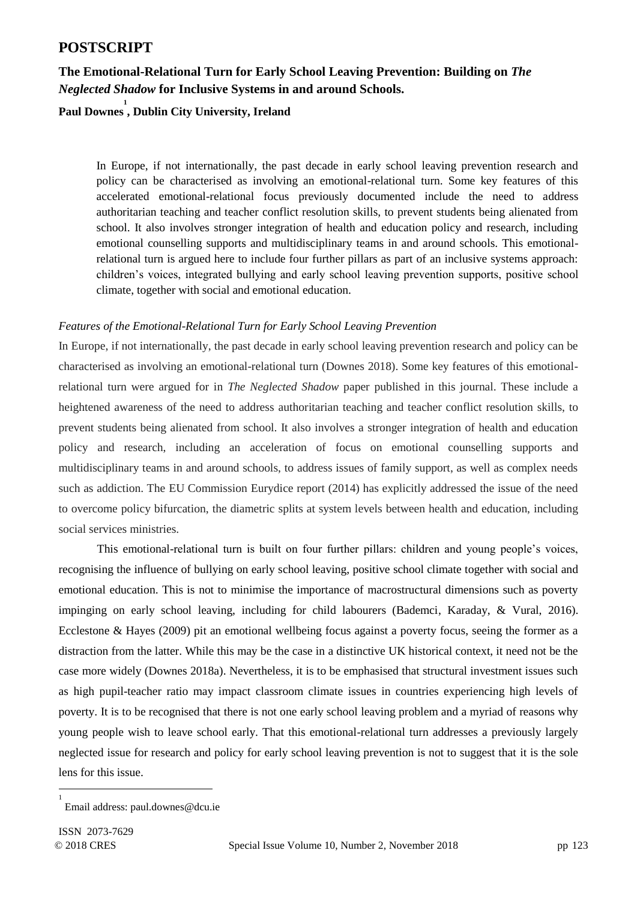# POSTSCRIPT

## The Emotional-Relational Turn for Early School Leaving Prevention: Building on *The Neglected Shadow* for Inclusive Systems in and around Schools.

**Paul Downes[1], Dublin City University, Ireland**

> In Europe, if not internationally, the past decade in early school leaving prevention research and policy can be characterised as involving an emotional-relational turn. Some key features of this accelerated emotional-relational focus previously documented include the need to address authoritarian teaching and teacher conflict resolution skills, to prevent students being alienated from school. It also involves stronger integration of health and education policy and research, including emotional counselling supports and multidisciplinary teams in and around schools. This emotional-relational turn is argued here to include four further pillars as part of an inclusive systems approach: children's voices, integrated bullying and early school leaving prevention supports, positive school climate, together with social and emotional education.

### *Features of the Emotional-Relational Turn for Early School Leaving Prevention*

In Europe, if not internationally, the past decade in early school leaving prevention research and policy can be characterised as involving an emotional-relational turn (Downes 2018). Some key features of this emotional-relational turn were argued for in *The Neglected Shadow* paper published in this journal. These include a heightened awareness of the need to address authoritarian teaching and teacher conflict resolution skills, to prevent students being alienated from school. It also involves a stronger integration of health and education policy and research, including an acceleration of focus on emotional counselling supports and multidisciplinary teams in and around schools, to address issues of family support, as well as complex needs such as addiction. The EU Commission Eurydice report (2014) has explicitly addressed the issue of the need to overcome policy bifurcation, the diametric splits at system levels between health and education, including social services ministries.

This emotional-relational turn is built on four further pillars: children and young people's voices, recognising the influence of bullying on early school leaving, positive school climate together with social and emotional education. This is not to minimise the importance of macrostructural dimensions such as poverty impinging on early school leaving, including for child labourers (Bademci, Karaday, & Vural, 2016). Ecclestone & Hayes (2009) pit an emotional wellbeing focus against a poverty focus, seeing the former as a distraction from the latter. While this may be the case in a distinctive UK historical context, it need not be the case more widely (Downes 2018a). Nevertheless, it is to be emphasised that structural investment issues such as high pupil-teacher ratio may impact classroom climate issues in countries experiencing high levels of poverty. It is to be recognised that there is not one early school leaving problem and a myriad of reasons why young people wish to leave school early. That this emotional-relational turn addresses a previously largely neglected issue for research and policy for early school leaving prevention is not to suggest that it is the sole lens for this issue.

---

[1] Email address: paul.downes@dcu.ie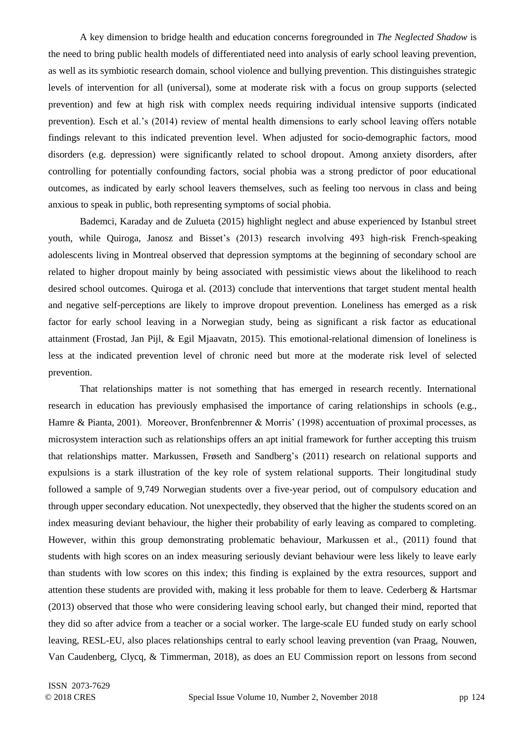A key dimension to bridge health and education concerns foregrounded in *The Neglected Shadow* is the need to bring public health models of differentiated need into analysis of early school leaving prevention, as well as its symbiotic research domain, school violence and bullying prevention. This distinguishes strategic levels of intervention for all (universal), some at moderate risk with a focus on group supports (selected prevention) and few at high risk with complex needs requiring individual intensive supports (indicated prevention). Esch et al.'s (2014) review of mental health dimensions to early school leaving offers notable findings relevant to this indicated prevention level. When adjusted for socio-demographic factors, mood disorders (e.g. depression) were significantly related to school dropout. Among anxiety disorders, after controlling for potentially confounding factors, social phobia was a strong predictor of poor educational outcomes, as indicated by early school leavers themselves, such as feeling too nervous in class and being anxious to speak in public, both representing symptoms of social phobia.

Bademci, Karaday and de Zulueta (2015) highlight neglect and abuse experienced by Istanbul street youth, while Quiroga, Janosz and Bisset's (2013) research involving 493 high-risk French-speaking adolescents living in Montreal observed that depression symptoms at the beginning of secondary school are related to higher dropout mainly by being associated with pessimistic views about the likelihood to reach desired school outcomes. Quiroga et al. (2013) conclude that interventions that target student mental health and negative self-perceptions are likely to improve dropout prevention. Loneliness has emerged as a risk factor for early school leaving in a Norwegian study, being as significant a risk factor as educational attainment (Frostad, Jan Pijl, & Egil Mjaavatn, 2015). This emotional-relational dimension of loneliness is less at the indicated prevention level of chronic need but more at the moderate risk level of selected prevention.

That relationships matter is not something that has emerged in research recently. International research in education has previously emphasised the importance of caring relationships in schools (e.g., Hamre & Pianta, 2001). Moreover, Bronfenbrenner & Morris' (1998) accentuation of proximal processes, as microsystem interaction such as relationships offers an apt initial framework for further accepting this truism that relationships matter. Markussen, Frøseth and Sandberg's (2011) research on relational supports and expulsions is a stark illustration of the key role of system relational supports. Their longitudinal study followed a sample of 9,749 Norwegian students over a five-year period, out of compulsory education and through upper secondary education. Not unexpectedly, they observed that the higher the students scored on an index measuring deviant behaviour, the higher their probability of early leaving as compared to completing. However, within this group demonstrating problematic behaviour, Markussen et al., (2011) found that students with high scores on an index measuring seriously deviant behaviour were less likely to leave early than students with low scores on this index; this finding is explained by the extra resources, support and attention these students are provided with, making it less probable for them to leave. Cederberg & Hartsmar (2013) observed that those who were considering leaving school early, but changed their mind, reported that they did so after advice from a teacher or a social worker. The large-scale EU funded study on early school leaving, RESL-EU, also places relationships central to early school leaving prevention (van Praag, Nouwen, Van Caudenberg, Clycq, & Timmerman, 2018), as does an EU Commission report on lessons from second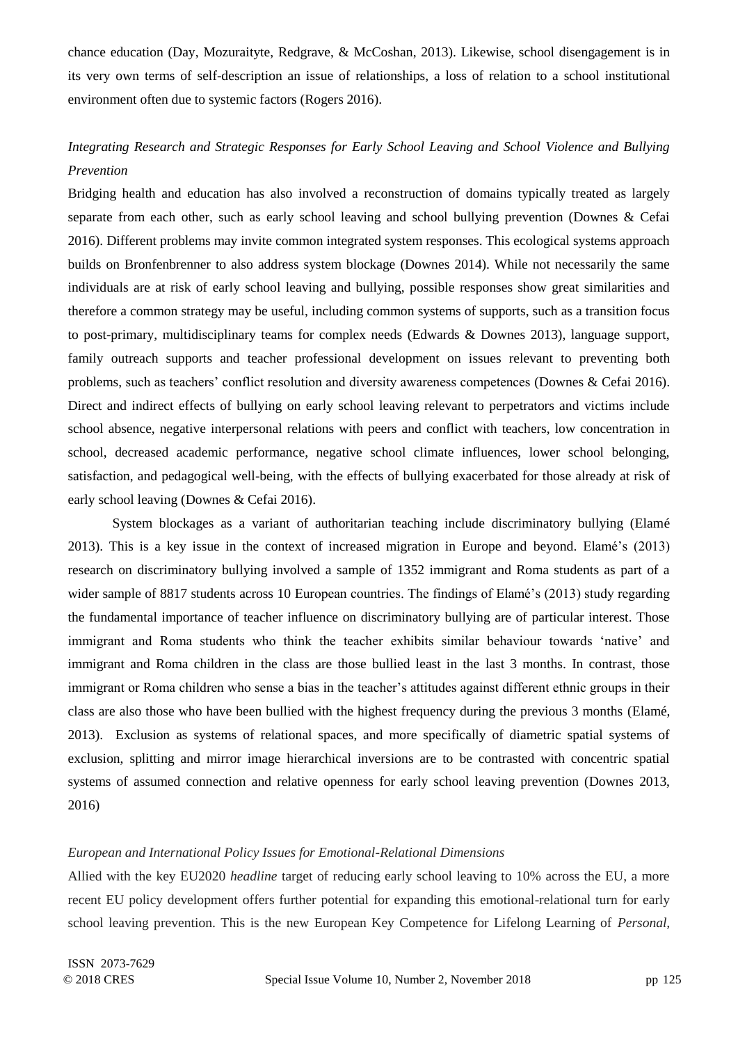chance education (Day, Mozuraityte, Redgrave, & McCoshan, 2013). Likewise, school disengagement is in its very own terms of self-description an issue of relationships, a loss of relation to a school institutional environment often due to systemic factors (Rogers 2016).

*Integrating Research and Strategic Responses for Early School Leaving and School Violence and Bullying Prevention*

Bridging health and education has also involved a reconstruction of domains typically treated as largely separate from each other, such as early school leaving and school bullying prevention (Downes & Cefai 2016). Different problems may invite common integrated system responses. This ecological systems approach builds on Bronfenbrenner to also address system blockage (Downes 2014). While not necessarily the same individuals are at risk of early school leaving and bullying, possible responses show great similarities and therefore a common strategy may be useful, including common systems of supports, such as a transition focus to post-primary, multidisciplinary teams for complex needs (Edwards & Downes 2013), language support, family outreach supports and teacher professional development on issues relevant to preventing both problems, such as teachers' conflict resolution and diversity awareness competences (Downes & Cefai 2016). Direct and indirect effects of bullying on early school leaving relevant to perpetrators and victims include school absence, negative interpersonal relations with peers and conflict with teachers, low concentration in school, decreased academic performance, negative school climate influences, lower school belonging, satisfaction, and pedagogical well-being, with the effects of bullying exacerbated for those already at risk of early school leaving (Downes & Cefai 2016).

System blockages as a variant of authoritarian teaching include discriminatory bullying (Elamé 2013). This is a key issue in the context of increased migration in Europe and beyond. Elamé's (2013) research on discriminatory bullying involved a sample of 1352 immigrant and Roma students as part of a wider sample of 8817 students across 10 European countries. The findings of Elamé's (2013) study regarding the fundamental importance of teacher influence on discriminatory bullying are of particular interest. Those immigrant and Roma students who think the teacher exhibits similar behaviour towards 'native' and immigrant and Roma children in the class are those bullied least in the last 3 months. In contrast, those immigrant or Roma children who sense a bias in the teacher's attitudes against different ethnic groups in their class are also those who have been bullied with the highest frequency during the previous 3 months (Elamé, 2013). Exclusion as systems of relational spaces, and more specifically of diametric spatial systems of exclusion, splitting and mirror image hierarchical inversions are to be contrasted with concentric spatial systems of assumed connection and relative openness for early school leaving prevention (Downes 2013, 2016)

*European and International Policy Issues for Emotional-Relational Dimensions*

Allied with the key EU2020 *headline* target of reducing early school leaving to 10% across the EU, a more recent EU policy development offers further potential for expanding this emotional-relational turn for early school leaving prevention. This is the new European Key Competence for Lifelong Learning of *Personal,*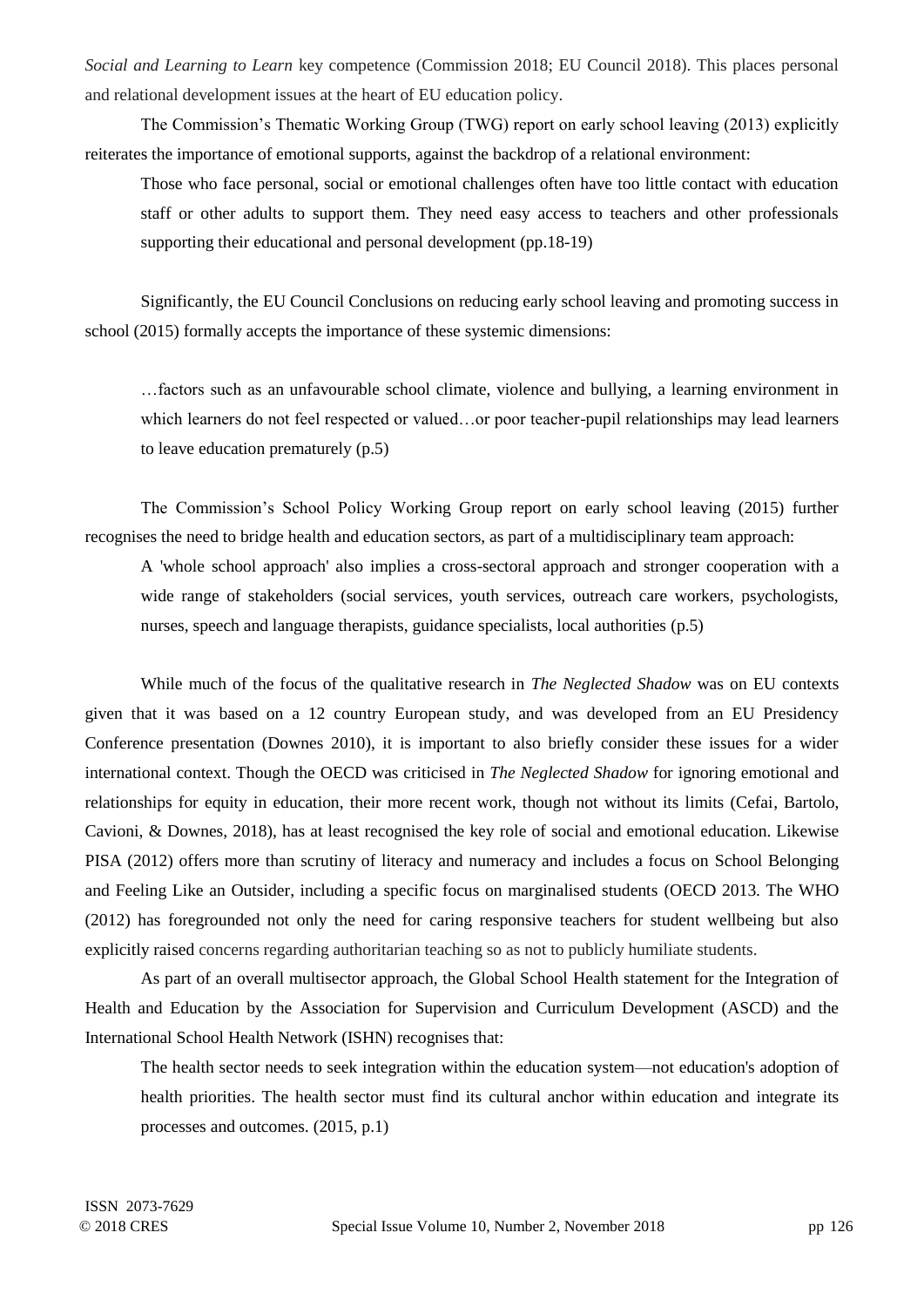*Social and Learning to Learn* key competence (Commission 2018; EU Council 2018). This places personal and relational development issues at the heart of EU education policy.

The Commission's Thematic Working Group (TWG) report on early school leaving (2013) explicitly reiterates the importance of emotional supports, against the backdrop of a relational environment:

> Those who face personal, social or emotional challenges often have too little contact with education staff or other adults to support them. They need easy access to teachers and other professionals supporting their educational and personal development (pp.18-19)

Significantly, the EU Council Conclusions on reducing early school leaving and promoting success in school (2015) formally accepts the importance of these systemic dimensions:

> …factors such as an unfavourable school climate, violence and bullying, a learning environment in which learners do not feel respected or valued…or poor teacher-pupil relationships may lead learners to leave education prematurely (p.5)

The Commission's School Policy Working Group report on early school leaving (2015) further recognises the need to bridge health and education sectors, as part of a multidisciplinary team approach:

> A 'whole school approach' also implies a cross-sectoral approach and stronger cooperation with a wide range of stakeholders (social services, youth services, outreach care workers, psychologists, nurses, speech and language therapists, guidance specialists, local authorities (p.5)

While much of the focus of the qualitative research in *The Neglected Shadow* was on EU contexts given that it was based on a 12 country European study, and was developed from an EU Presidency Conference presentation (Downes 2010), it is important to also briefly consider these issues for a wider international context. Though the OECD was criticised in *The Neglected Shadow* for ignoring emotional and relationships for equity in education, their more recent work, though not without its limits (Cefai, Bartolo, Cavioni, & Downes, 2018), has at least recognised the key role of social and emotional education. Likewise PISA (2012) offers more than scrutiny of literacy and numeracy and includes a focus on School Belonging and Feeling Like an Outsider, including a specific focus on marginalised students (OECD 2013. The WHO (2012) has foregrounded not only the need for caring responsive teachers for student wellbeing but also explicitly raised concerns regarding authoritarian teaching so as not to publicly humiliate students.

As part of an overall multisector approach, the Global School Health statement for the Integration of Health and Education by the Association for Supervision and Curriculum Development (ASCD) and the International School Health Network (ISHN) recognises that:

> The health sector needs to seek integration within the education system—not education's adoption of health priorities. The health sector must find its cultural anchor within education and integrate its processes and outcomes. (2015, p.1)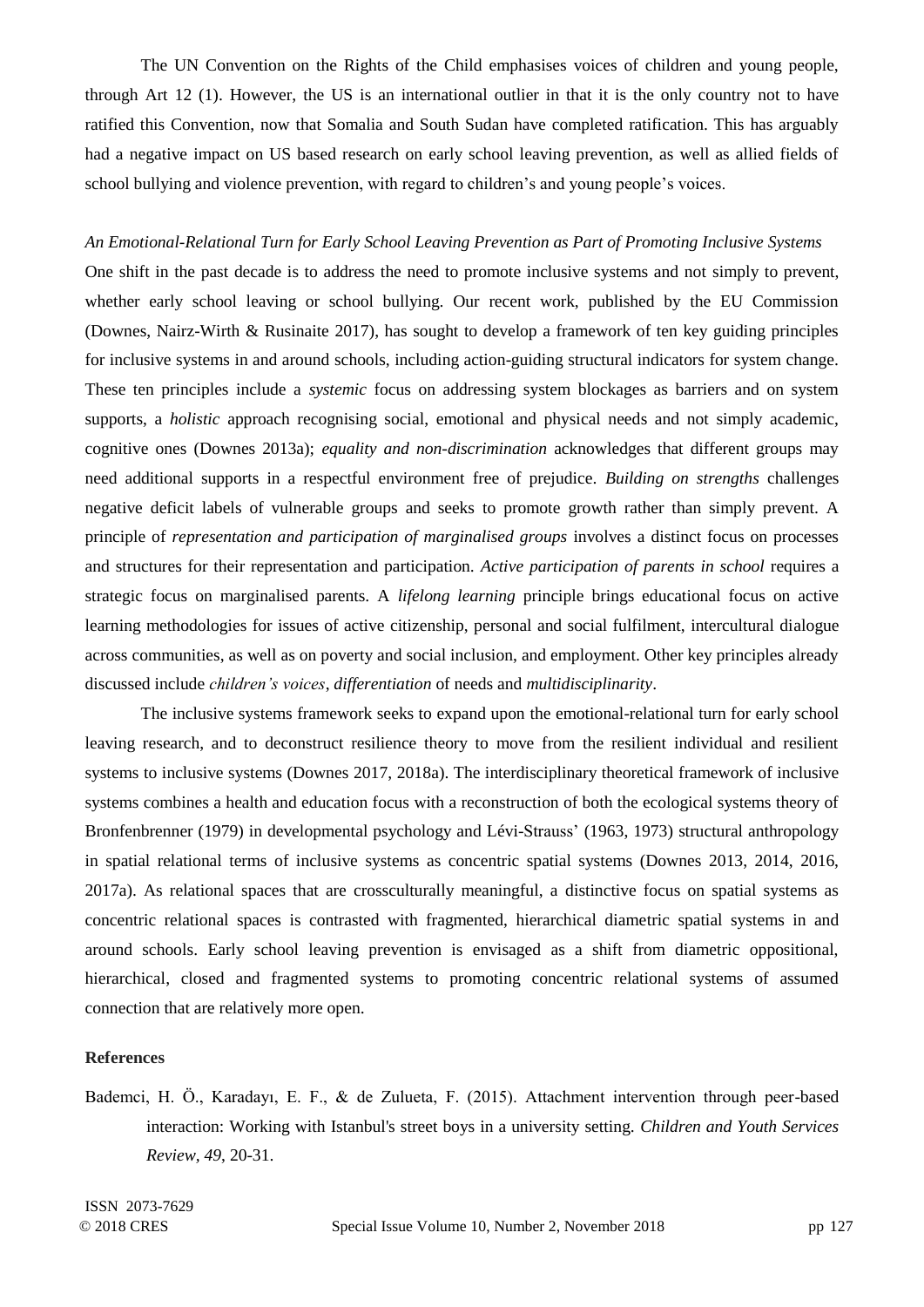The UN Convention on the Rights of the Child emphasises voices of children and young people, through Art 12 (1). However, the US is an international outlier in that it is the only country not to have ratified this Convention, now that Somalia and South Sudan have completed ratification. This has arguably had a negative impact on US based research on early school leaving prevention, as well as allied fields of school bullying and violence prevention, with regard to children's and young people's voices.

### *An Emotional-Relational Turn for Early School Leaving Prevention as Part of Promoting Inclusive Systems*

One shift in the past decade is to address the need to promote inclusive systems and not simply to prevent, whether early school leaving or school bullying. Our recent work, published by the EU Commission (Downes, Nairz-Wirth & Rusinaite 2017), has sought to develop a framework of ten key guiding principles for inclusive systems in and around schools, including action-guiding structural indicators for system change. These ten principles include a *systemic* focus on addressing system blockages as barriers and on system supports, a *holistic* approach recognising social, emotional and physical needs and not simply academic, cognitive ones (Downes 2013a); *equality and non-discrimination* acknowledges that different groups may need additional supports in a respectful environment free of prejudice. *Building on strengths* challenges negative deficit labels of vulnerable groups and seeks to promote growth rather than simply prevent. A principle of *representation and participation of marginalised groups* involves a distinct focus on processes and structures for their representation and participation. *Active participation of parents in school* requires a strategic focus on marginalised parents. A *lifelong learning* principle brings educational focus on active learning methodologies for issues of active citizenship, personal and social fulfilment, intercultural dialogue across communities, as well as on poverty and social inclusion, and employment. Other key principles already discussed include *children's voices*, *differentiation* of needs and *multidisciplinarity*.

The inclusive systems framework seeks to expand upon the emotional-relational turn for early school leaving research, and to deconstruct resilience theory to move from the resilient individual and resilient systems to inclusive systems (Downes 2017, 2018a). The interdisciplinary theoretical framework of inclusive systems combines a health and education focus with a reconstruction of both the ecological systems theory of Bronfenbrenner (1979) in developmental psychology and Lévi-Strauss' (1963, 1973) structural anthropology in spatial relational terms of inclusive systems as concentric spatial systems (Downes 2013, 2014, 2016, 2017a). As relational spaces that are crossculturally meaningful, a distinctive focus on spatial systems as concentric relational spaces is contrasted with fragmented, hierarchical diametric spatial systems in and around schools. Early school leaving prevention is envisaged as a shift from diametric oppositional, hierarchical, closed and fragmented systems to promoting concentric relational systems of assumed connection that are relatively more open.

### References

Bademci, H. Ö., Karadayı, E. F., & de Zulueta, F. (2015). Attachment intervention through peer-based interaction: Working with Istanbul's street boys in a university setting. *Children and Youth Services Review*, *49*, 20-31.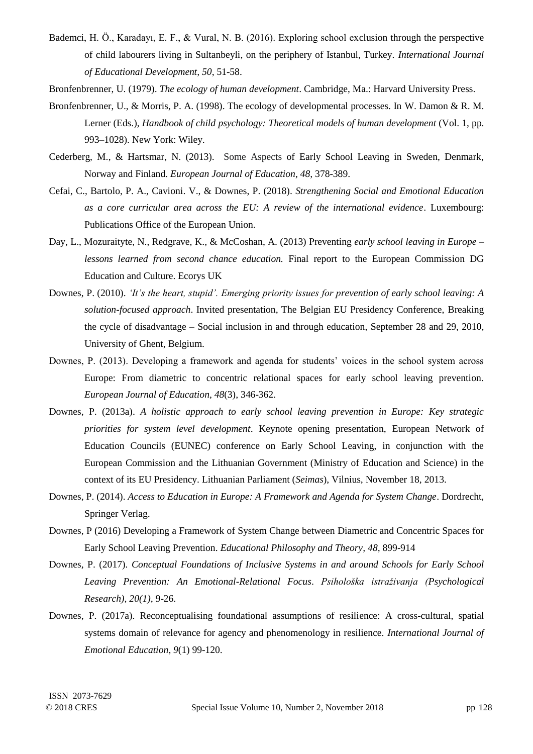Bademci, H. Ö., Karadayı, E. F., & Vural, N. B. (2016). Exploring school exclusion through the perspective of child labourers living in Sultanbeyli, on the periphery of Istanbul, Turkey. *International Journal of Educational Development, 50*, 51-58.

Bronfenbrenner, U. (1979). *The ecology of human development*. Cambridge, Ma.: Harvard University Press.

Bronfenbrenner, U., & Morris, P. A. (1998). The ecology of developmental processes. In W. Damon & R. M. Lerner (Eds.), *Handbook of child psychology: Theoretical models of human development* (Vol. 1, pp. 993–1028). New York: Wiley.

Cederberg, M., & Hartsmar, N. (2013). Some Aspects of Early School Leaving in Sweden, Denmark, Norway and Finland. *European Journal of Education, 48,* 378-389.

Cefai, C., Bartolo, P. A., Cavioni. V., & Downes, P. (2018). *Strengthening Social and Emotional Education as a core curricular area across the EU: A review of the international evidence*. Luxembourg: Publications Office of the European Union.

Day, L., Mozuraityte, N., Redgrave, K., & McCoshan, A. (2013) Preventing *early school leaving in Europe – lessons learned from second chance education.* Final report to the European Commission DG Education and Culture. Ecorys UK

Downes, P. (2010). *'It's the heart, stupid'. Emerging priority issues for prevention of early school leaving: A solution-focused approach*. Invited presentation, The Belgian EU Presidency Conference, Breaking the cycle of disadvantage – Social inclusion in and through education, September 28 and 29, 2010, University of Ghent, Belgium.

Downes, P. (2013). Developing a framework and agenda for students' voices in the school system across Europe: From diametric to concentric relational spaces for early school leaving prevention. *European Journal of Education*, *48*(3), 346-362.

Downes, P. (2013a). *A holistic approach to early school leaving prevention in Europe: Key strategic priorities for system level development*. Keynote opening presentation, European Network of Education Councils (EUNEC) conference on Early School Leaving, in conjunction with the European Commission and the Lithuanian Government (Ministry of Education and Science) in the context of its EU Presidency. Lithuanian Parliament (*Seimas*), Vilnius, November 18, 2013.

Downes, P. (2014). *Access to Education in Europe: A Framework and Agenda for System Change*. Dordrecht, Springer Verlag.

Downes, P (2016) Developing a Framework of System Change between Diametric and Concentric Spaces for Early School Leaving Prevention. *Educational Philosophy and Theory, 48*, 899-914

Downes, P. (2017). *Conceptual Foundations of Inclusive Systems in and around Schools for Early School Leaving Prevention: An Emotional-Relational Focus*. *Psihološka istraživanja (Psychological Research), 20(1)*, 9-26.

Downes, P. (2017a). Reconceptualising foundational assumptions of resilience: A cross-cultural, spatial systems domain of relevance for agency and phenomenology in resilience. *International Journal of Emotional Education*, *9*(1) 99-120.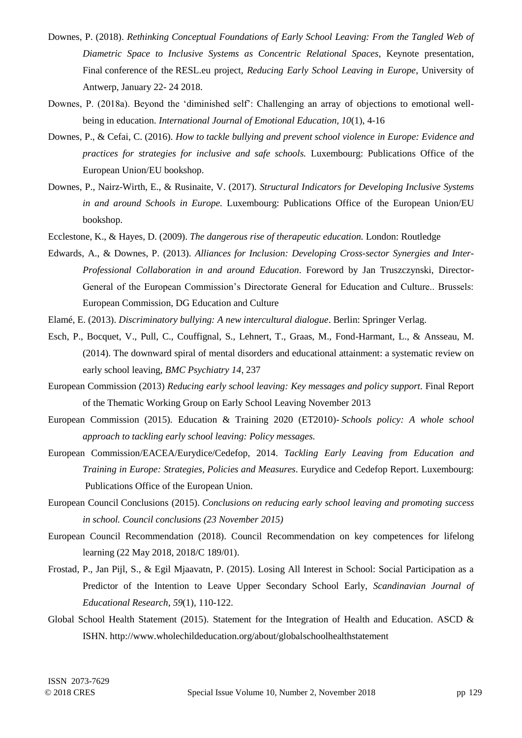Downes, P. (2018). *Rethinking Conceptual Foundations of Early School Leaving: From the Tangled Web of Diametric Space to Inclusive Systems as Concentric Relational Spaces,* Keynote presentation, Final conference of the RESL.eu project, *Reducing Early School Leaving in Europe*, University of Antwerp, January 22- 24 2018.

Downes, P. (2018a). Beyond the 'diminished self': Challenging an array of objections to emotional well-being in education. *International Journal of Emotional Education, 10*(1), 4-16

Downes, P., & Cefai, C. (2016). *How to tackle bullying and prevent school violence in Europe: Evidence and practices for strategies for inclusive and safe schools.* Luxembourg: Publications Office of the European Union/EU bookshop.

Downes, P., Nairz-Wirth, E., & Rusinaite, V. (2017). *Structural Indicators for Developing Inclusive Systems in and around Schools in Europe.* Luxembourg: Publications Office of the European Union/EU bookshop.

Ecclestone, K., & Hayes, D. (2009). *The dangerous rise of therapeutic education.* London: Routledge

Edwards, A., & Downes, P. (2013). *Alliances for Inclusion: Developing Cross-sector Synergies and Inter-Professional Collaboration in and around Education*. Foreword by Jan Truszczynski, Director-General of the European Commission's Directorate General for Education and Culture.. Brussels: European Commission, DG Education and Culture

Elamé, E. (2013). *Discriminatory bullying: A new intercultural dialogue*. Berlin: Springer Verlag.

Esch, P., Bocquet, V., Pull, C., Couffignal, S., Lehnert, T., Graas, M., Fond-Harmant, L., & Ansseau, M. (2014). The downward spiral of mental disorders and educational attainment: a systematic review on early school leaving, *BMC Psychiatry 14*, 237

European Commission (2013) *Reducing early school leaving: Key messages and policy support*. Final Report of the Thematic Working Group on Early School Leaving November 2013

European Commission (2015). Education & Training 2020 (ET2010)- *Schools policy: A whole school approach to tackling early school leaving: Policy messages.*

European Commission/EACEA/Eurydice/Cedefop, 2014. *Tackling Early Leaving from Education and Training in Europe: Strategies, Policies and Measures*. Eurydice and Cedefop Report. Luxembourg: Publications Office of the European Union.

European Council Conclusions (2015). *Conclusions on reducing early school leaving and promoting success in school. Council conclusions (23 November 2015)*

European Council Recommendation (2018). Council Recommendation on key competences for lifelong learning (22 May 2018, 2018/C 189/01).

Frostad, P., Jan Pijl, S., & Egil Mjaavatn, P. (2015). Losing All Interest in School: Social Participation as a Predictor of the Intention to Leave Upper Secondary School Early, *Scandinavian Journal of Educational Research*, *59*(1), 110-122.

Global School Health Statement (2015). Statement for the Integration of Health and Education. ASCD & ISHN. http://www.wholechildeducation.org/about/globalschoolhealthstatement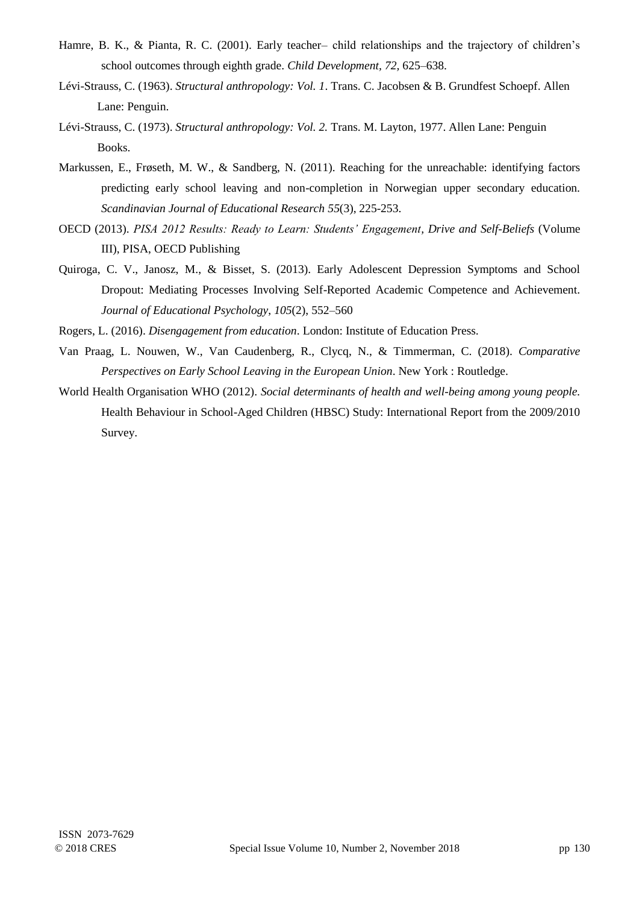Hamre, B. K., & Pianta, R. C. (2001). Early teacher– child relationships and the trajectory of children's school outcomes through eighth grade. *Child Development, 72,* 625–638.

Lévi-Strauss, C. (1963). *Structural anthropology: Vol. 1*. Trans. C. Jacobsen & B. Grundfest Schoepf. Allen Lane: Penguin.

Lévi-Strauss, C. (1973). *Structural anthropology: Vol. 2.* Trans. M. Layton, 1977. Allen Lane: Penguin Books.

Markussen, E., Frøseth, M. W., & Sandberg, N. (2011). Reaching for the unreachable: identifying factors predicting early school leaving and non-completion in Norwegian upper secondary education. *Scandinavian Journal of Educational Research 55*(3), 225-253.

OECD (2013). *PISA 2012 Results: Ready to Learn: Students' Engagement, Drive and Self-Beliefs* (Volume III), PISA, OECD Publishing

Quiroga, C. V., Janosz, M., & Bisset, S. (2013). Early Adolescent Depression Symptoms and School Dropout: Mediating Processes Involving Self-Reported Academic Competence and Achievement. *Journal of Educational Psychology, 105*(2), 552–560

Rogers, L. (2016). *Disengagement from education*. London: Institute of Education Press.

Van Praag, L. Nouwen, W., Van Caudenberg, R., Clycq, N., & Timmerman, C. (2018). *Comparative Perspectives on Early School Leaving in the European Union*. New York : Routledge.

World Health Organisation WHO (2012). *Social determinants of health and well-being among young people.* Health Behaviour in School-Aged Children (HBSC) Study: International Report from the 2009/2010 Survey.